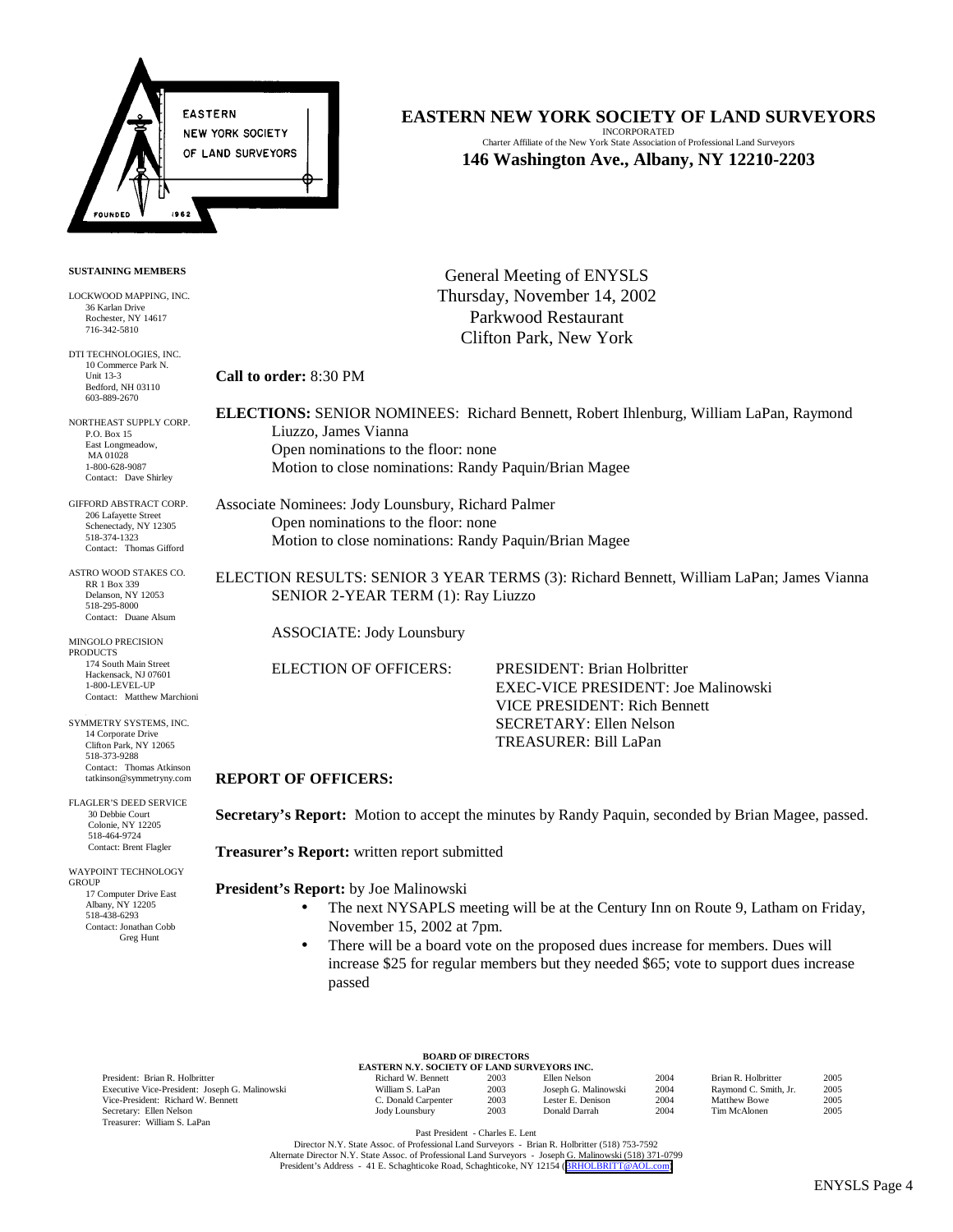# EASTERN NEW YORK SOCIETY OF LAND SURVEYORS

INCORPORATED

Charter Affiliate of the New York State Association of Professional Land Surveyors

**146 Washington Ave., Albany, NY 12210-2203**

**SUSTAINING MEMBERS**

LOCKWOOD MAPPING, INC.
36 Karlan Drive
Rochester, NY 14617
716-342-5810

DTI TECHNOLOGIES, INC.
10 Commerce Park N.
Unit 13-3
Bedford, NH 03110
603-889-2670

NORTHEAST SUPPLY CORP.
P.O. Box 15
East Longmeadow, MA 01028
1-800-628-9087
Contact: Dave Shirley

GIFFORD ABSTRACT CORP.
206 Lafayette Street
Schenectady, NY 12305
518-374-1323
Contact: Thomas Gifford

ASTRO WOOD STAKES CO.
RR 1 Box 339
Delanson, NY 12053
518-295-8000
Contact: Duane Alsum

MINGOLO PRECISION PRODUCTS
174 South Main Street
Hackensack, NJ 07601
1-800-LEVEL-UP
Contact: Matthew Marchioni

SYMMETRY SYSTEMS, INC.
14 Corporate Drive
Clifton Park, NY 12065
518-373-9288
Contact: Thomas Atkinson
tatkinson@symmetryny.com

FLAGLER'S DEED SERVICE
30 Debbie Court
Colonie, NY 12205
518-464-9724
Contact: Brent Flagler

WAYPOINT TECHNOLOGY GROUP
17 Computer Drive East
Albany, NY 12205
518-438-6293
Contact: Jonathan Cobb
Greg Hunt

General Meeting of ENYSLS
Thursday, November 14, 2002
Parkwood Restaurant
Clifton Park, New York

**Call to order:** 8:30 PM

**ELECTIONS:** SENIOR NOMINEES: Richard Bennett, Robert Ihlenburg, William LaPan, Raymond Liuzzo, James Vianna
Open nominations to the floor: none
Motion to close nominations: Randy Paquin/Brian Magee

Associate Nominees: Jody Lounsbury, Richard Palmer
Open nominations to the floor: none
Motion to close nominations: Randy Paquin/Brian Magee

ELECTION RESULTS: SENIOR 3 YEAR TERMS (3): Richard Bennett, William LaPan; James Vianna
SENIOR 2-YEAR TERM (1): Ray Liuzzo

ASSOCIATE: Jody Lounsbury

ELECTION OF OFFICERS:
PRESIDENT: Brian Holbritter
EXEC-VICE PRESIDENT: Joe Malinowski
VICE PRESIDENT: Rich Bennett
SECRETARY: Ellen Nelson
TREASURER: Bill LaPan

**REPORT OF OFFICERS:**

**Secretary's Report:** Motion to accept the minutes by Randy Paquin, seconded by Brian Magee, passed.

**Treasurer's Report:** written report submitted

**President's Report:** by Joe Malinowski

- The next NYSAPLS meeting will be at the Century Inn on Route 9, Latham on Friday, November 15, 2002 at 7pm.
- There will be a board vote on the proposed dues increase for members. Dues will increase $25 for regular members but they needed $65; vote to support dues increase passed

**BOARD OF DIRECTORS**
**EASTERN N.Y. SOCIETY OF LAND SURVEYORS INC.**

President: Brian R. Holbritter
Executive Vice-President: Joseph G. Malinowski
Vice-President: Richard W. Bennett
Secretary: Ellen Nelson
Treasurer: William S. LaPan

| Name | Term | Name | Term | Name | Term |
|---|---|---|---|---|---|
| Richard W. Bennett | 2003 | Ellen Nelson | 2004 | Brian R. Holbritter | 2005 |
| William S. LaPan | 2003 | Joseph G. Malinowski | 2004 | Raymond C. Smith, Jr. | 2005 |
| C. Donald Carpenter | 2003 | Lester E. Denison | 2004 | Matthew Bowe | 2005 |
| Jody Lounsbury | 2003 | Donald Darrah | 2004 | Tim McAlonen | 2005 |

Past President - Charles E. Lent

Director N.Y. State Assoc. of Professional Land Surveyors - Brian R. Holbritter (518) 753-7592
Alternate Director N.Y. State Assoc. of Professional Land Surveyors - Joseph G. Malinowski (518) 371-0799
President's Address - 41 E. Schaghticoke Road, Schaghticoke, NY 12154 (BRHOLBRITT@AOL.com)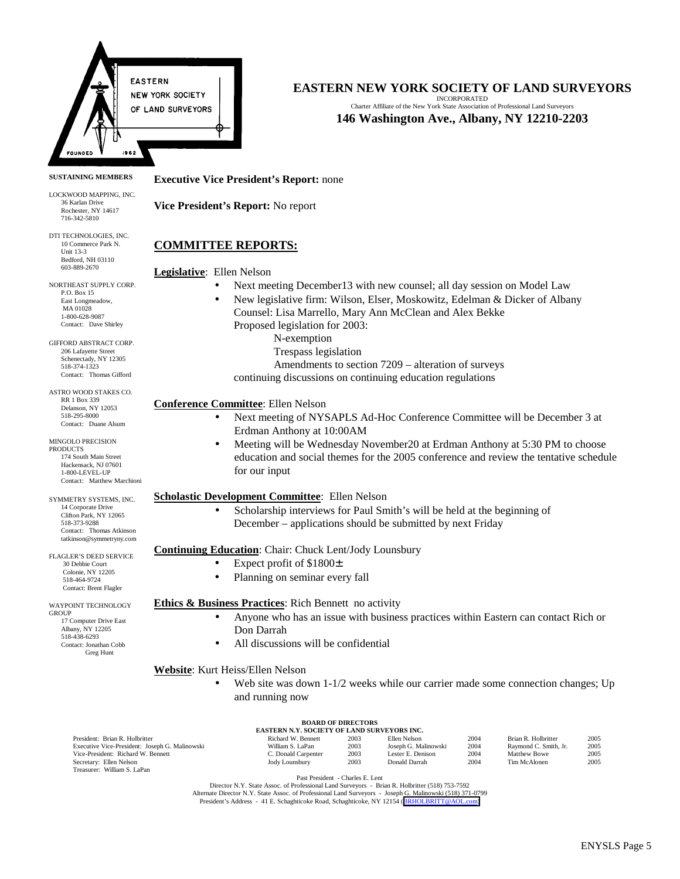# EASTERN NEW YORK SOCIETY OF LAND SURVEYORS

INCORPORATED

Charter Affiliate of the New York State Association of Professional Land Surveyors

**146 Washington Ave., Albany, NY 12210-2203**

**SUSTAINING MEMBERS**

LOCKWOOD MAPPING, INC.
36 Karlan Drive
Rochester, NY 14617
716-342-5810

DTI TECHNOLOGIES, INC.
10 Commerce Park N.
Unit 13-3
Bedford, NH 03110
603-889-2670

NORTHEAST SUPPLY CORP.
P.O. Box 15
East Longmeadow,
MA 01028
1-800-628-9087
Contact: Dave Shirley

GIFFORD ABSTRACT CORP.
206 Lafayette Street
Schenectady, NY 12305
518-374-1323
Contact: Thomas Gifford

ASTRO WOOD STAKES CO.
RR 1 Box 339
Delanson, NY 12053
518-295-8000
Contact: Duane Alsum

MINGOLO PRECISION PRODUCTS
174 South Main Street
Hackensack, NJ 07601
1-800-LEVEL-UP
Contact: Matthew Marchioni

SYMMETRY SYSTEMS, INC.
14 Corporate Drive
Clifton Park, NY 12065
518-373-9288
Contact: Thomas Atkinson
tatkinson@symmetryny.com

FLAGLER'S DEED SERVICE
30 Debbie Court
Colonie, NY 12205
518-464-9724
Contact: Brent Flagler

WAYPOINT TECHNOLOGY GROUP
17 Computer Drive East
Albany, NY 12205
518-438-6293
Contact: Jonathan Cobb
Greg Hunt

**Executive Vice President's Report:** none

**Vice President's Report:** No report

## COMMITTEE REPORTS:

**Legislative**: Ellen Nelson

- Next meeting December13 with new counsel; all day session on Model Law
- New legislative firm: Wilson, Elser, Moskowitz, Edelman & Dicker of Albany
  Counsel: Lisa Marrello, Mary Ann McClean and Alex Bekke
  Proposed legislation for 2003:
  - N-exemption
  - Trespass legislation
  - Amendments to section 7209 – alteration of surveys

  continuing discussions on continuing education regulations

**Conference Committee**: Ellen Nelson

- Next meeting of NYSAPLS Ad-Hoc Conference Committee will be December 3 at Erdman Anthony at 10:00AM
- Meeting will be Wednesday November20 at Erdman Anthony at 5:30 PM to choose education and social themes for the 2005 conference and review the tentative schedule for our input

**Scholastic Development Committee**: Ellen Nelson

- Scholarship interviews for Paul Smith's will be held at the beginning of December – applications should be submitted by next Friday

**Continuing Education**: Chair: Chuck Lent/Jody Lounsbury

- Expect profit of $1800±
- Planning on seminar every fall

**Ethics & Business Practices**: Rich Bennett no activity

- Anyone who has an issue with business practices within Eastern can contact Rich or Don Darrah
- All discussions will be confidential

**Website**: Kurt Heiss/Ellen Nelson

- Web site was down 1-1/2 weeks while our carrier made some connection changes; Up and running now

**BOARD OF DIRECTORS**
**EASTERN N.Y. SOCIETY OF LAND SURVEYORS INC.**

| Officers | | | | | | |
|---|---|---|---|---|---|---|
| President: Brian R. Holbritter | Richard W. Bennett | 2003 | Ellen Nelson | 2004 | Brian R. Holbritter | 2005 |
| Executive Vice-President: Joseph G. Malinowski | William S. LaPan | 2003 | Joseph G. Malinowski | 2004 | Raymond C. Smith, Jr. | 2005 |
| Vice-President: Richard W. Bennett | C. Donald Carpenter | 2003 | Lester E. Denison | 2004 | Matthew Bowe | 2005 |
| Secretary: Ellen Nelson | Jody Lounsbury | 2003 | Donald Darrah | 2004 | Tim McAlonen | 2005 |
| Treasurer: William S. LaPan | | | | | | |

Past President - Charles E. Lent
Director N.Y. State Assoc. of Professional Land Surveyors - Brian R. Holbritter (518) 753-7592
Alternate Director N.Y. State Assoc. of Professional Land Surveyors - Joseph G. Malinowski (518) 371-0799
President's Address - 41 E. Schaghticoke Road, Schaghticoke, NY 12154 (BRHOLBRITT@AOL.com)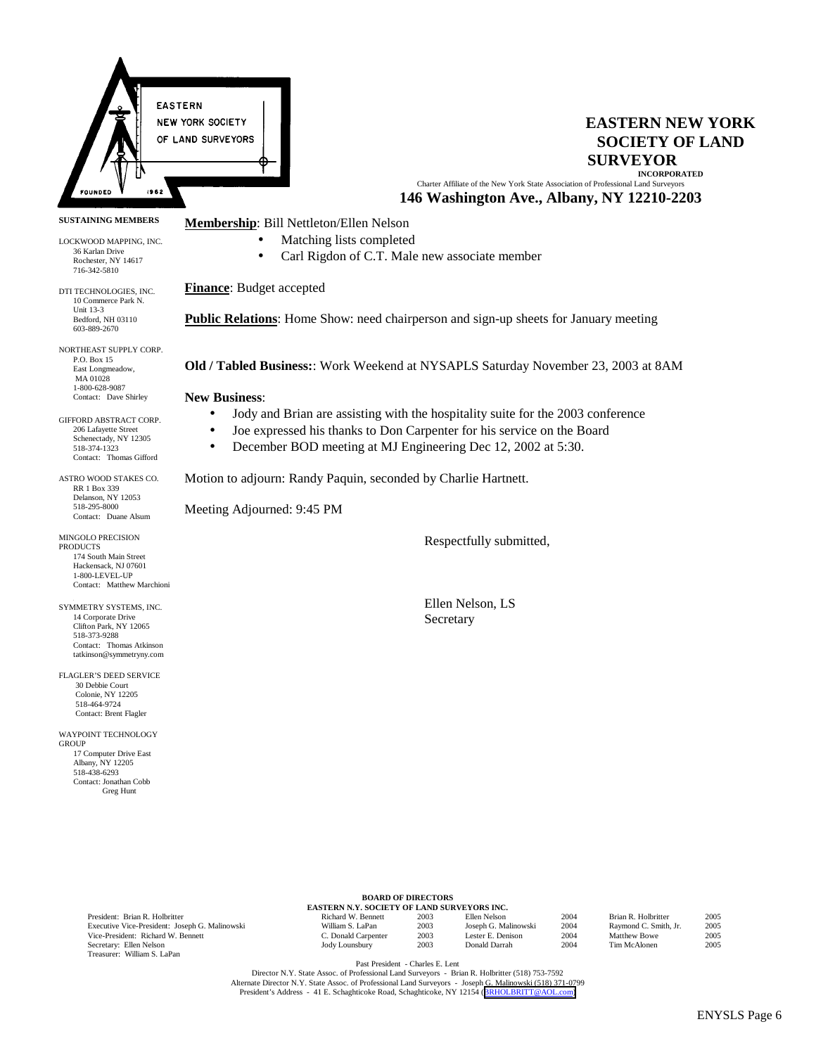EASTERN
NEW YORK SOCIETY
OF LAND SURVEYORS
FOUNDED 1962

# EASTERN NEW YORK SOCIETY OF LAND SURVEYOR

**INCORPORATED**

Charter Affiliate of the New York State Association of Professional Land Surveyors

**146 Washington Ave., Albany, NY 12210-2203**

**SUSTAINING MEMBERS**

LOCKWOOD MAPPING, INC.
36 Karlan Drive
Rochester, NY 14617
716-342-5810

DTI TECHNOLOGIES, INC.
10 Commerce Park N.
Unit 13-3
Bedford, NH 03110
603-889-2670

NORTHEAST SUPPLY CORP.
P.O. Box 15
East Longmeadow,
MA 01028
1-800-628-9087
Contact: Dave Shirley

GIFFORD ABSTRACT CORP.
206 Lafayette Street
Schenectady, NY 12305
518-374-1323
Contact: Thomas Gifford

ASTRO WOOD STAKES CO.
RR 1 Box 339
Delanson, NY 12053
518-295-8000
Contact: Duane Alsum

MINGOLO PRECISION PRODUCTS
174 South Main Street
Hackensack, NJ 07601
1-800-LEVEL-UP
Contact: Matthew Marchioni

SYMMETRY SYSTEMS, INC.
14 Corporate Drive
Clifton Park, NY 12065
518-373-9288
Contact: Thomas Atkinson
tatkinson@symmetryny.com

FLAGLER'S DEED SERVICE
30 Debbie Court
Colonie, NY 12205
518-464-9724
Contact: Brent Flagler

WAYPOINT TECHNOLOGY GROUP
17 Computer Drive East
Albany, NY 12205
518-438-6293
Contact: Jonathan Cobb
Greg Hunt

**Membership**: Bill Nettleton/Ellen Nelson

- Matching lists completed
- Carl Rigdon of C.T. Male new associate member

**Finance**: Budget accepted

**Public Relations**: Home Show: need chairperson and sign-up sheets for January meeting

**Old / Tabled Business:**: Work Weekend at NYSAPLS Saturday November 23, 2003 at 8AM

**New Business**:

- Jody and Brian are assisting with the hospitality suite for the 2003 conference
- Joe expressed his thanks to Don Carpenter for his service on the Board
- December BOD meeting at MJ Engineering Dec 12, 2002 at 5:30.

Motion to adjourn: Randy Paquin, seconded by Charlie Hartnett.

Meeting Adjourned: 9:45 PM

Respectfully submitted,

Ellen Nelson, LS
Secretary

**BOARD OF DIRECTORS**
**EASTERN N.Y. SOCIETY OF LAND SURVEYORS INC.**

| | | | | | | | |
|---|---|---|---|---|---|---|---|
| President: Brian R. Holbritter | Richard W. Bennett | 2003 | Ellen Nelson | 2004 | Brian R. Holbritter | 2005 |
| Executive Vice-President: Joseph G. Malinowski | William S. LaPan | 2003 | Joseph G. Malinowski | 2004 | Raymond C. Smith, Jr. | 2005 |
| Vice-President: Richard W. Bennett | C. Donald Carpenter | 2003 | Lester E. Denison | 2004 | Matthew Bowe | 2005 |
| Secretary: Ellen Nelson | Jody Lounsbury | 2003 | Donald Darrah | 2004 | Tim McAlonen | 2005 |
| Treasurer: William S. LaPan | | | | | | |

Past President - Charles E. Lent
Director N.Y. State Assoc. of Professional Land Surveyors - Brian R. Holbritter (518) 753-7592
Alternate Director N.Y. State Assoc. of Professional Land Surveyors - Joseph G. Malinowski (518) 371-0799
President's Address - 41 E. Schaghticoke Road, Schaghticoke, NY 12154 (BRHOLBRITT@AOL.com)